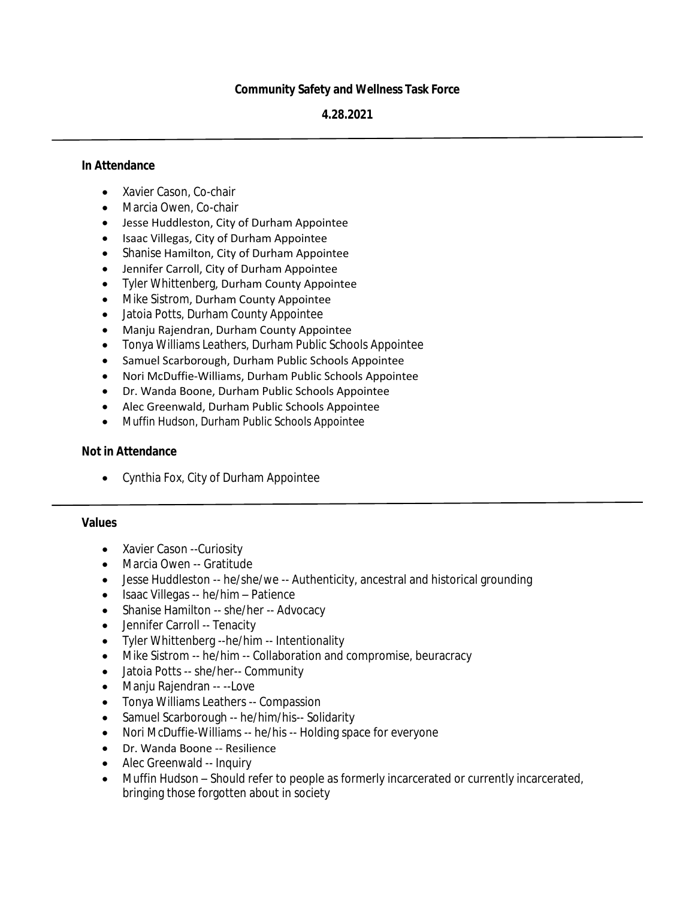**Community Safety and Wellness Task Force**

**4.28.2021**

---

**In Attendance**

- Xavier Cason, Co-chair
- Marcia Owen, Co-chair
- Jesse Huddleston, City of Durham Appointee
- Isaac Villegas, City of Durham Appointee
- Shanise Hamilton, City of Durham Appointee
- Jennifer Carroll, City of Durham Appointee
- Tyler Whittenberg, Durham County Appointee
- Mike Sistrom, Durham County Appointee
- Jatoia Potts, Durham County Appointee
- Manju Rajendran, Durham County Appointee
- Tonya Williams Leathers, Durham Public Schools Appointee
- Samuel Scarborough, Durham Public Schools Appointee
- Nori McDuffie-Williams, Durham Public Schools Appointee
- Dr. Wanda Boone, Durham Public Schools Appointee
- Alec Greenwald, Durham Public Schools Appointee
- Muffin Hudson, Durham Public Schools Appointee

**Not in Attendance**

- Cynthia Fox, City of Durham Appointee

---

**Values**

- Xavier Cason --Curiosity
- Marcia Owen -- Gratitude
- Jesse Huddleston -- he/she/we -- Authenticity, ancestral and historical grounding
- Isaac Villegas -- he/him – Patience
- Shanise Hamilton -- she/her -- Advocacy
- Jennifer Carroll -- Tenacity
- Tyler Whittenberg --he/him -- Intentionality
- Mike Sistrom -- he/him -- Collaboration and compromise, beuracracy
- Jatoia Potts -- she/her-- Community
- Manju Rajendran -- --Love
- Tonya Williams Leathers -- Compassion
- Samuel Scarborough -- he/him/his-- Solidarity
- Nori McDuffie-Williams -- he/his -- Holding space for everyone
- Dr. Wanda Boone -- Resilience
- Alec Greenwald -- Inquiry
- Muffin Hudson – Should refer to people as formerly incarcerated or currently incarcerated, bringing those forgotten about in society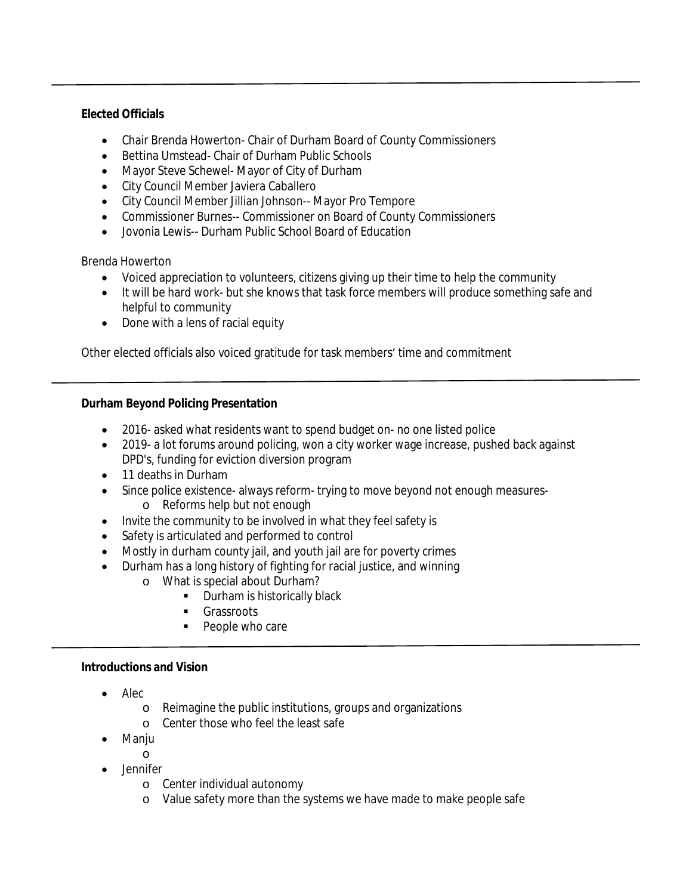---

**Elected Officials**

- Chair Brenda Howerton- Chair of Durham Board of County Commissioners
- Bettina Umstead- Chair of Durham Public Schools
- Mayor Steve Schewel- Mayor of City of Durham
- City Council Member Javiera Caballero
- City Council Member Jillian Johnson-- Mayor Pro Tempore
- Commissioner Burnes-- Commissioner on Board of County Commissioners
- Jovonia Lewis-- Durham Public School Board of Education

Brenda Howerton

- Voiced appreciation to volunteers, citizens giving up their time to help the community
- It will be hard work- but she knows that task force members will produce something safe and helpful to community
- Done with a lens of racial equity

Other elected officials also voiced gratitude for task members' time and commitment

---

**Durham Beyond Policing Presentation**

- 2016- asked what residents want to spend budget on- no one listed police
- 2019- a lot forums around policing, won a city worker wage increase, pushed back against DPD's, funding for eviction diversion program
- 11 deaths in Durham
- Since police existence- always reform- trying to move beyond not enough measures-
  - Reforms help but not enough
- Invite the community to be involved in what they feel safety is
- Safety is articulated and performed to control
- Mostly in durham county jail, and youth jail are for poverty crimes
- Durham has a long history of fighting for racial justice, and winning
  - What is special about Durham?
    - Durham is historically black
    - Grassroots
    - People who care

---

**Introductions and Vision**

- Alec
  - Reimagine the public institutions, groups and organizations
  - Center those who feel the least safe
- Manju
  - 
- Jennifer
  - Center individual autonomy
  - Value safety more than the systems we have made to make people safe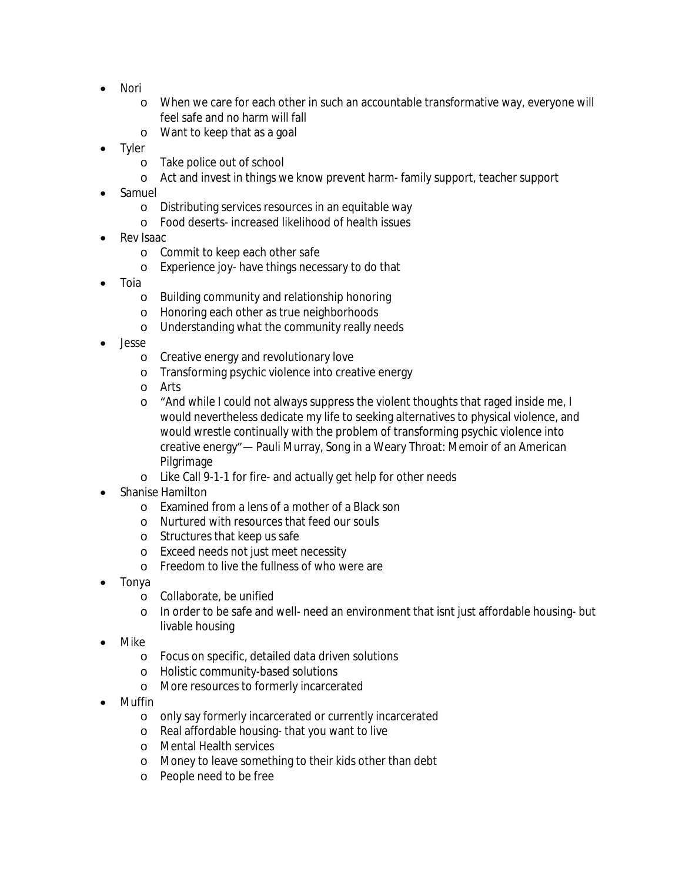- Nori
    - When we care for each other in such an accountable transformative way, everyone will feel safe and no harm will fall
    - Want to keep that as a goal
- Tyler
    - Take police out of school
    - Act and invest in things we know prevent harm- family support, teacher support
- Samuel
    - Distributing services resources in an equitable way
    - Food deserts- increased likelihood of health issues
- Rev Isaac
    - Commit to keep each other safe
    - Experience joy- have things necessary to do that
- Toia
    - Building community and relationship honoring
    - Honoring each other as true neighborhoods
    - Understanding what the community really needs
- Jesse
    - Creative energy and revolutionary love
    - Transforming psychic violence into creative energy
    - Arts
    - "And while I could not always suppress the violent thoughts that raged inside me, I would nevertheless dedicate my life to seeking alternatives to physical violence, and would wrestle continually with the problem of transforming psychic violence into creative energy"— Pauli Murray, Song in a Weary Throat: Memoir of an American Pilgrimage
    - Like Call 9-1-1 for fire- and actually get help for other needs
- Shanise Hamilton
    - Examined from a lens of a mother of a Black son
    - Nurtured with resources that feed our souls
    - Structures that keep us safe
    - Exceed needs not just meet necessity
    - Freedom to live the fullness of who were are
- Tonya
    - Collaborate, be unified
    - In order to be safe and well- need an environment that isnt just affordable housing- but livable housing
- Mike
    - Focus on specific, detailed data driven solutions
    - Holistic community-based solutions
    - More resources to formerly incarcerated
- Muffin
    - only say formerly incarcerated or currently incarcerated
    - Real affordable housing- that you want to live
    - Mental Health services
    - Money to leave something to their kids other than debt
    - People need to be free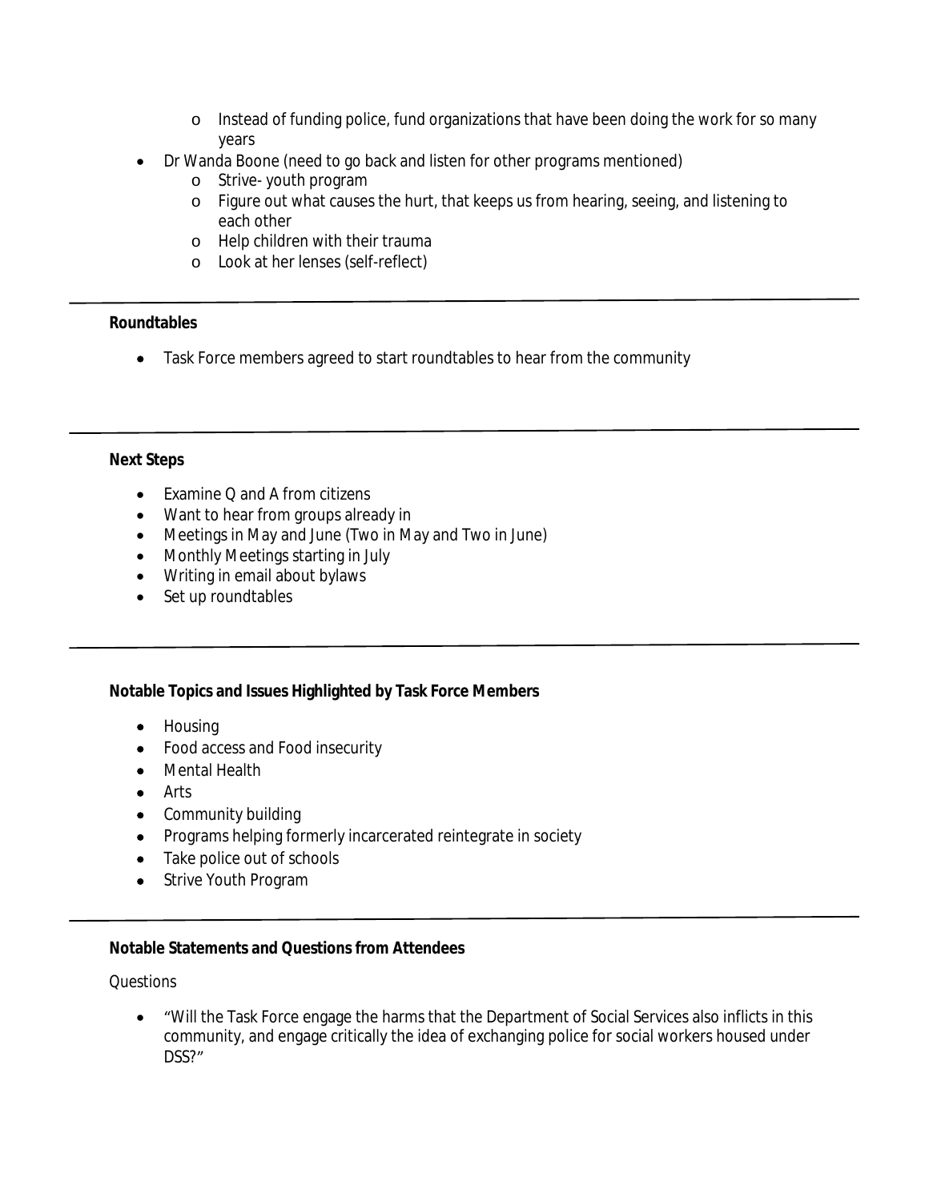- Instead of funding police, fund organizations that have been doing the work for so many years
- Dr Wanda Boone (need to go back and listen for other programs mentioned)
  - Strive- youth program
  - Figure out what causes the hurt, that keeps us from hearing, seeing, and listening to each other
  - Help children with their trauma
  - Look at her lenses (self-reflect)

---

**Roundtables**

- Task Force members agreed to start roundtables to hear from the community

---

**Next Steps**

- Examine Q and A from citizens
- Want to hear from groups already in
- Meetings in May and June (Two in May and Two in June)
- Monthly Meetings starting in July
- Writing in email about bylaws
- Set up roundtables

---

**Notable Topics and Issues Highlighted by Task Force Members**

- Housing
- Food access and Food insecurity
- Mental Health
- Arts
- Community building
- Programs helping formerly incarcerated reintegrate in society
- Take police out of schools
- Strive Youth Program

---

**Notable Statements and Questions from Attendees**

Questions

- "Will the Task Force engage the harms that the Department of Social Services also inflicts in this community, and engage critically the idea of exchanging police for social workers housed under DSS?"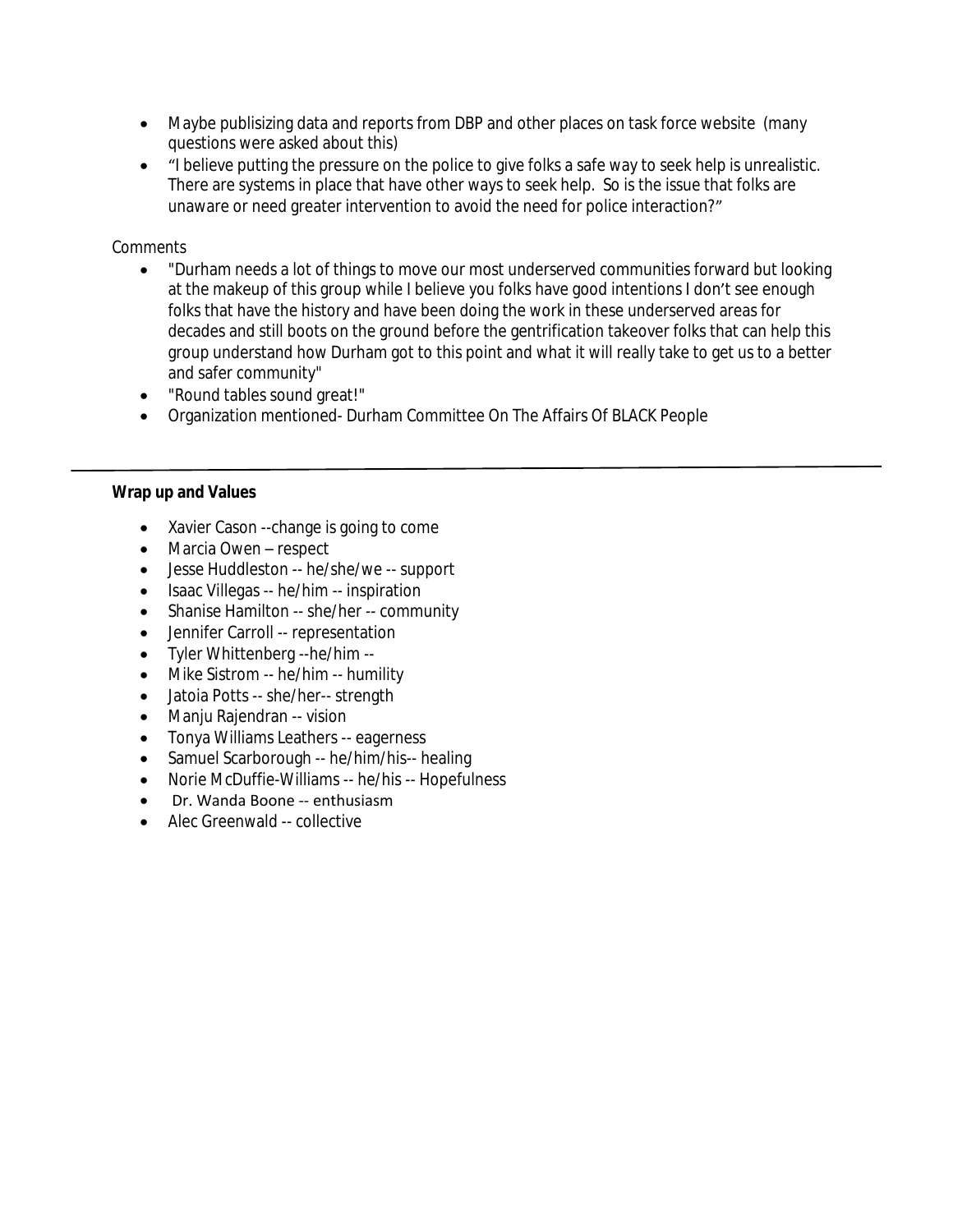- Maybe publisizing data and reports from DBP and other places on task force website (many questions were asked about this)
- "I believe putting the pressure on the police to give folks a safe way to seek help is unrealistic. There are systems in place that have other ways to seek help. So is the issue that folks are unaware or need greater intervention to avoid the need for police interaction?"

Comments

- "Durham needs a lot of things to move our most underserved communities forward but looking at the makeup of this group while I believe you folks have good intentions I don't see enough folks that have the history and have been doing the work in these underserved areas for decades and still boots on the ground before the gentrification takeover folks that can help this group understand how Durham got to this point and what it will really take to get us to a better and safer community"
- "Round tables sound great!"
- Organization mentioned- Durham Committee On The Affairs Of BLACK People

---

**Wrap up and Values**

- Xavier Cason --change is going to come
- Marcia Owen – respect
- Jesse Huddleston -- he/she/we -- support
- Isaac Villegas -- he/him -- inspiration
- Shanise Hamilton -- she/her -- community
- Jennifer Carroll -- representation
- Tyler Whittenberg --he/him --
- Mike Sistrom -- he/him -- humility
- Jatoia Potts -- she/her-- strength
- Manju Rajendran -- vision
- Tonya Williams Leathers -- eagerness
- Samuel Scarborough -- he/him/his-- healing
- Norie McDuffie-Williams -- he/his -- Hopefulness
- Dr. Wanda Boone -- enthusiasm
- Alec Greenwald -- collective